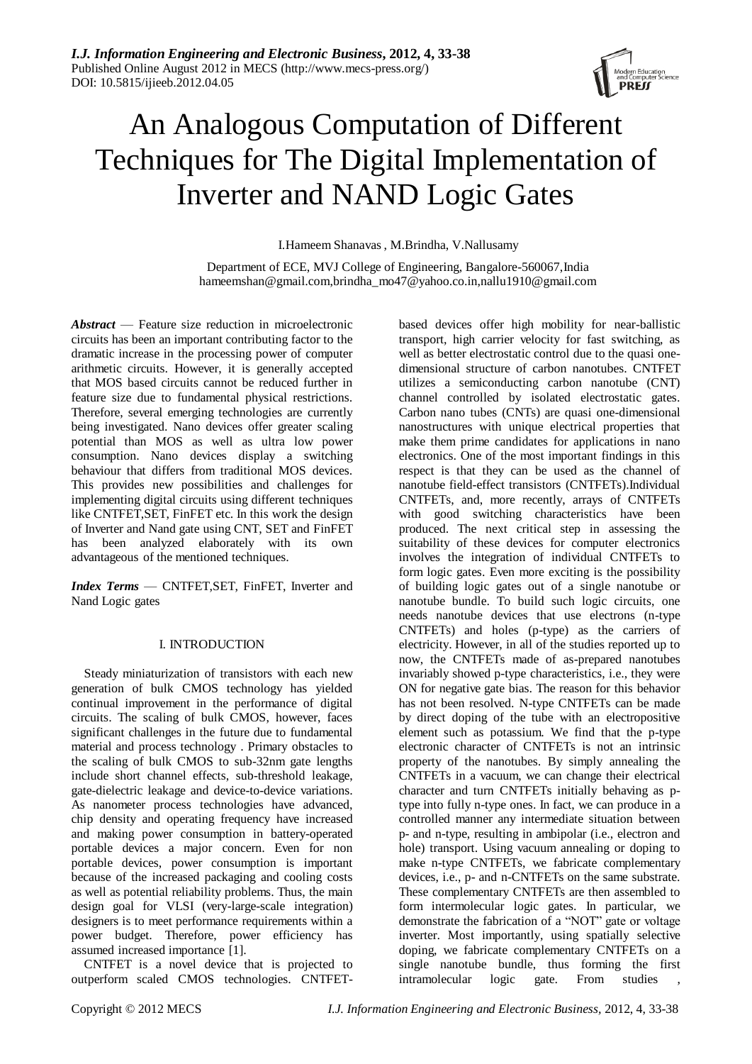# An Analogous Computation of Different Techniques for The Digital Implementation of Inverter and NAND Logic Gates

I.Hameem Shanavas , M.Brindha, V.Nallusamy

Department of ECE, MVJ College of Engineering, Bangalore-560067,India
hameemshan@gmail.com,brindha_mo47@yahoo.co.in,nallu1910@gmail.com

***Abstract*** — Feature size reduction in microelectronic circuits has been an important contributing factor to the dramatic increase in the processing power of computer arithmetic circuits. However, it is generally accepted that MOS based circuits cannot be reduced further in feature size due to fundamental physical restrictions. Therefore, several emerging technologies are currently being investigated. Nano devices offer greater scaling potential than MOS as well as ultra low power consumption. Nano devices display a switching behaviour that differs from traditional MOS devices. This provides new possibilities and challenges for implementing digital circuits using different techniques like CNTFET,SET, FinFET etc. In this work the design of Inverter and Nand gate using CNT, SET and FinFET has been analyzed elaborately with its own advantageous of the mentioned techniques.

***Index Terms*** — CNTFET,SET, FinFET, Inverter and Nand Logic gates

## I. INTRODUCTION

Steady miniaturization of transistors with each new generation of bulk CMOS technology has yielded continual improvement in the performance of digital circuits. The scaling of bulk CMOS, however, faces significant challenges in the future due to fundamental material and process technology . Primary obstacles to the scaling of bulk CMOS to sub-32nm gate lengths include short channel effects, sub-threshold leakage, gate-dielectric leakage and device-to-device variations. As nanometer process technologies have advanced, chip density and operating frequency have increased and making power consumption in battery-operated portable devices a major concern. Even for non portable devices, power consumption is important because of the increased packaging and cooling costs as well as potential reliability problems. Thus, the main design goal for VLSI (very-large-scale integration) designers is to meet performance requirements within a power budget. Therefore, power efficiency has assumed increased importance [1].

CNTFET is a novel device that is projected to outperform scaled CMOS technologies. CNTFET-based devices offer high mobility for near-ballistic transport, high carrier velocity for fast switching, as well as better electrostatic control due to the quasi one-dimensional structure of carbon nanotubes. CNTFET utilizes a semiconducting carbon nanotube (CNT) channel controlled by isolated electrostatic gates. Carbon nano tubes (CNTs) are quasi one-dimensional nanostructures with unique electrical properties that make them prime candidates for applications in nano electronics. One of the most important findings in this respect is that they can be used as the channel of nanotube field-effect transistors (CNTFETs).Individual CNTFETs, and, more recently, arrays of CNTFETs with good switching characteristics have been produced. The next critical step in assessing the suitability of these devices for computer electronics involves the integration of individual CNTFETs to form logic gates. Even more exciting is the possibility of building logic gates out of a single nanotube or nanotube bundle. To build such logic circuits, one needs nanotube devices that use electrons (n-type CNTFETs) and holes (p-type) as the carriers of electricity. However, in all of the studies reported up to now, the CNTFETs made of as-prepared nanotubes invariably showed p-type characteristics, i.e., they were ON for negative gate bias. The reason for this behavior has not been resolved. N-type CNTFETs can be made by direct doping of the tube with an electropositive element such as potassium. We find that the p-type electronic character of CNTFETs is not an intrinsic property of the nanotubes. By simply annealing the CNTFETs in a vacuum, we can change their electrical character and turn CNTFETs initially behaving as p-type into fully n-type ones. In fact, we can produce in a controlled manner any intermediate situation between p- and n-type, resulting in ambipolar (i.e., electron and hole) transport. Using vacuum annealing or doping to make n-type CNTFETs, we fabricate complementary devices, i.e., p- and n-CNTFETs on the same substrate. These complementary CNTFETs are then assembled to form intermolecular logic gates. In particular, we demonstrate the fabrication of a "NOT" gate or voltage inverter. Most importantly, using spatially selective doping, we fabricate complementary CNTFETs on a single nanotube bundle, thus forming the first intramolecular logic gate. From studies ,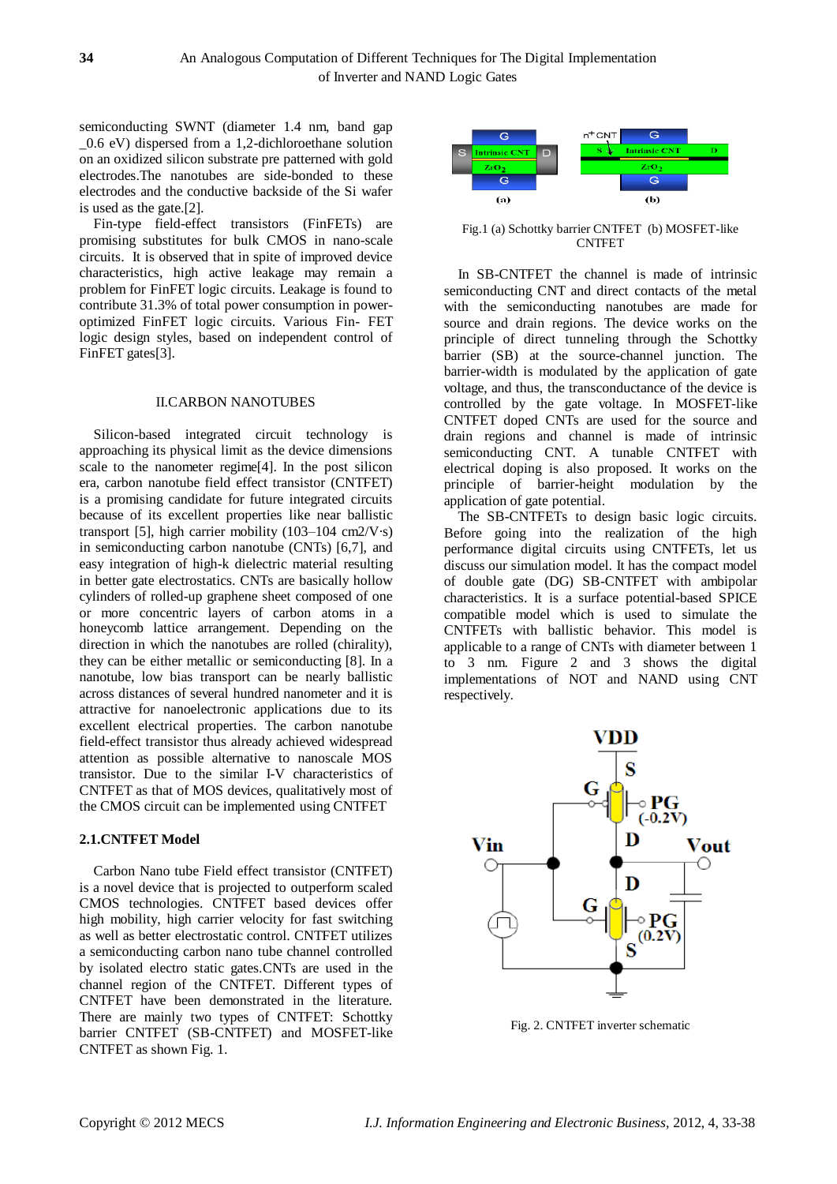semiconducting SWNT (diameter 1.4 nm, band gap _0.6 eV) dispersed from a 1,2-dichloroethane solution on an oxidized silicon substrate pre patterned with gold electrodes.The nanotubes are side-bonded to these electrodes and the conductive backside of the Si wafer is used as the gate.[2].

Fin-type field-effect transistors (FinFETs) are promising substitutes for bulk CMOS in nano-scale circuits. It is observed that in spite of improved device characteristics, high active leakage may remain a problem for FinFET logic circuits. Leakage is found to contribute 31.3% of total power consumption in power-optimized FinFET logic circuits. Various Fin- FET logic design styles, based on independent control of FinFET gates[3].

## II.CARBON NANOTUBES

Silicon-based integrated circuit technology is approaching its physical limit as the device dimensions scale to the nanometer regime[4]. In the post silicon era, carbon nanotube field effect transistor (CNTFET) is a promising candidate for future integrated circuits because of its excellent properties like near ballistic transport [5], high carrier mobility (103–104 cm2/V·s) in semiconducting carbon nanotube (CNTs) [6,7], and easy integration of high-k dielectric material resulting in better gate electrostatics. CNTs are basically hollow cylinders of rolled-up graphene sheet composed of one or more concentric layers of carbon atoms in a honeycomb lattice arrangement. Depending on the direction in which the nanotubes are rolled (chirality), they can be either metallic or semiconducting [8]. In a nanotube, low bias transport can be nearly ballistic across distances of several hundred nanometer and it is attractive for nanoelectronic applications due to its excellent electrical properties. The carbon nanotube field-effect transistor thus already achieved widespread attention as possible alternative to nanoscale MOS transistor. Due to the similar I-V characteristics of CNTFET as that of MOS devices, qualitatively most of the CMOS circuit can be implemented using CNTFET

### 2.1.CNTFET Model

Carbon Nano tube Field effect transistor (CNTFET) is a novel device that is projected to outperform scaled CMOS technologies. CNTFET based devices offer high mobility, high carrier velocity for fast switching as well as better electrostatic control. CNTFET utilizes a semiconducting carbon nano tube channel controlled by isolated electro static gates.CNTs are used in the channel region of the CNTFET. Different types of CNTFET have been demonstrated in the literature. There are mainly two types of CNTFET: Schottky barrier CNTFET (SB-CNTFET) and MOSFET-like CNTFET as shown Fig. 1.

Fig.1 (a) Schottky barrier CNTFET (b) MOSFET-like CNTFET

In SB-CNTFET the channel is made of intrinsic semiconducting CNT and direct contacts of the metal with the semiconducting nanotubes are made for source and drain regions. The device works on the principle of direct tunneling through the Schottky barrier (SB) at the source-channel junction. The barrier-width is modulated by the application of gate voltage, and thus, the transconductance of the device is controlled by the gate voltage. In MOSFET-like CNTFET doped CNTs are used for the source and drain regions and channel is made of intrinsic semiconducting CNT. A tunable CNTFET with electrical doping is also proposed. It works on the principle of barrier-height modulation by the application of gate potential.

The SB-CNTFETs to design basic logic circuits. Before going into the realization of the high performance digital circuits using CNTFETs, let us discuss our simulation model. It has the compact model of double gate (DG) SB-CNTFET with ambipolar characteristics. It is a surface potential-based SPICE compatible model which is used to simulate the CNTFETs with ballistic behavior. This model is applicable to a range of CNTs with diameter between 1 to 3 nm. Figure 2 and 3 shows the digital implementations of NOT and NAND using CNT respectively.

Fig. 2. CNTFET inverter schematic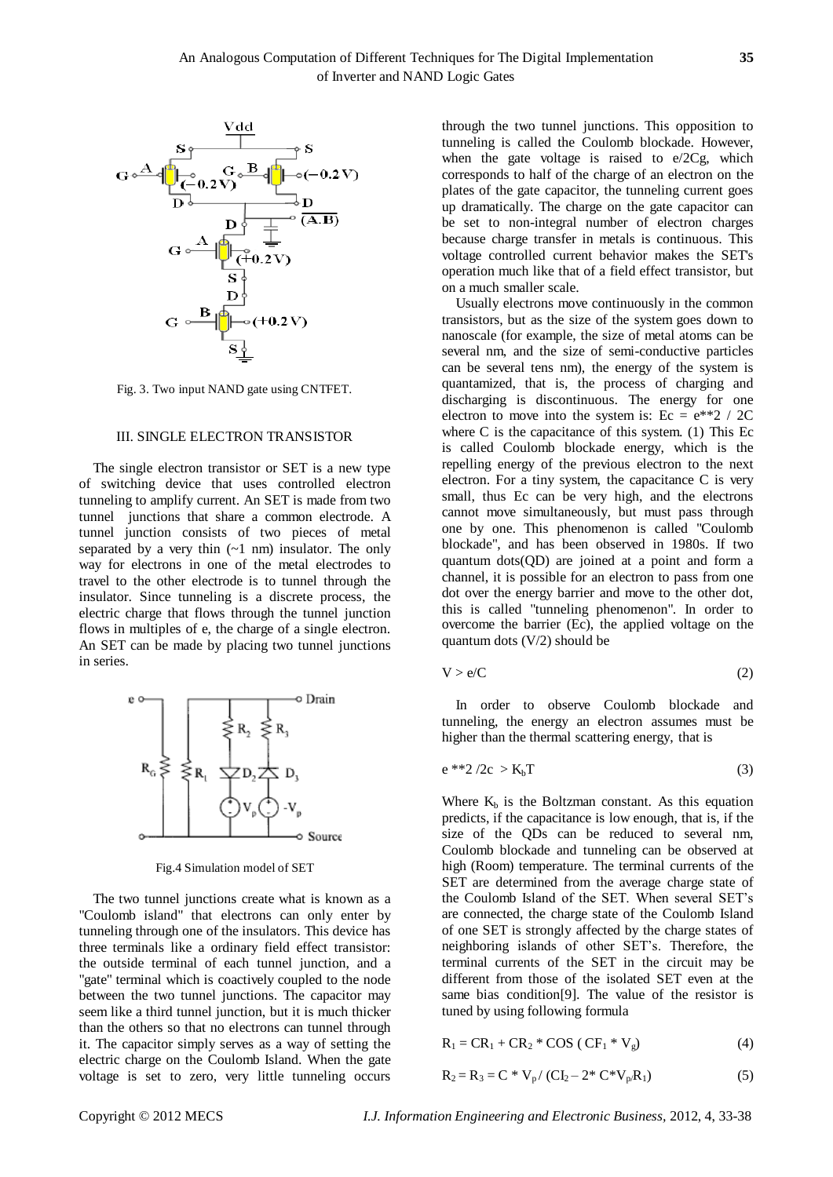Fig. 3. Two input NAND gate using CNTFET.

## III. SINGLE ELECTRON TRANSISTOR

The single electron transistor or SET is a new type of switching device that uses controlled electron tunneling to amplify current. An SET is made from two tunnel junctions that share a common electrode. A tunnel junction consists of two pieces of metal separated by a very thin (~1 nm) insulator. The only way for electrons in one of the metal electrodes to travel to the other electrode is to tunnel through the insulator. Since tunneling is a discrete process, the electric charge that flows through the tunnel junction flows in multiples of e, the charge of a single electron. An SET can be made by placing two tunnel junctions in series.

Fig.4 Simulation model of SET

The two tunnel junctions create what is known as a "Coulomb island" that electrons can only enter by tunneling through one of the insulators. This device has three terminals like a ordinary field effect transistor: the outside terminal of each tunnel junction, and a "gate" terminal which is coactively coupled to the node between the two tunnel junctions. The capacitor may seem like a third tunnel junction, but it is much thicker than the others so that no electrons can tunnel through it. The capacitor simply serves as a way of setting the electric charge on the Coulomb Island. When the gate voltage is set to zero, very little tunneling occurs through the two tunnel junctions. This opposition to tunneling is called the Coulomb blockade. However, when the gate voltage is raised to e/2Cg, which corresponds to half of the charge of an electron on the plates of the gate capacitor, the tunneling current goes up dramatically. The charge on the gate capacitor can be set to non-integral number of electron charges because charge transfer in metals is continuous. This voltage controlled current behavior makes the SET's operation much like that of a field effect transistor, but on a much smaller scale.

Usually electrons move continuously in the common transistors, but as the size of the system goes down to nanoscale (for example, the size of metal atoms can be several nm, and the size of semi-conductive particles can be several tens nm), the energy of the system is quantamized, that is, the process of charging and discharging is discontinuous. The energy for one electron to move into the system is: $E_c = e^{2} / 2C$ where C is the capacitance of this system. (1) This Ec is called Coulomb blockade energy, which is the repelling energy of the previous electron to the next electron. For a tiny system, the capacitance C is very small, thus Ec can be very high, and the electrons cannot move simultaneously, but must pass through one by one. This phenomenon is called "Coulomb blockade", and has been observed in 1980s. If two quantum dots(QD) are joined at a point and form a channel, it is possible for an electron to pass from one dot over the energy barrier and move to the other dot, this is called "tunneling phenomenon". In order to overcome the barrier (Ec), the applied voltage on the quantum dots (V/2) should be

$$V > e/C \quad (2)$$

In order to observe Coulomb blockade and tunneling, the energy an electron assumes must be higher than the thermal scattering energy, that is

$$e^{2} / 2c > K_b T \quad (3)$$

Where $K_b$ is the Boltzman constant. As this equation predicts, if the capacitance is low enough, that is, if the size of the QDs can be reduced to several nm, Coulomb blockade and tunneling can be observed at high (Room) temperature. The terminal currents of the SET are determined from the average charge state of the Coulomb Island of the SET. When several SET's are connected, the charge state of the Coulomb Island of one SET is strongly affected by the charge states of neighboring islands of other SET's. Therefore, the terminal currents of the SET in the circuit may be different from those of the isolated SET even at the same bias condition[9]. The value of the resistor is tuned by using following formula

$$R_1 = CR_1 + CR_2 * \cos(CF_1 * V_g) \quad (4)$$

$$R_2 = R_3 = C * V_p / (CI_2 - 2 * C * V_p / R_1) \quad (5)$$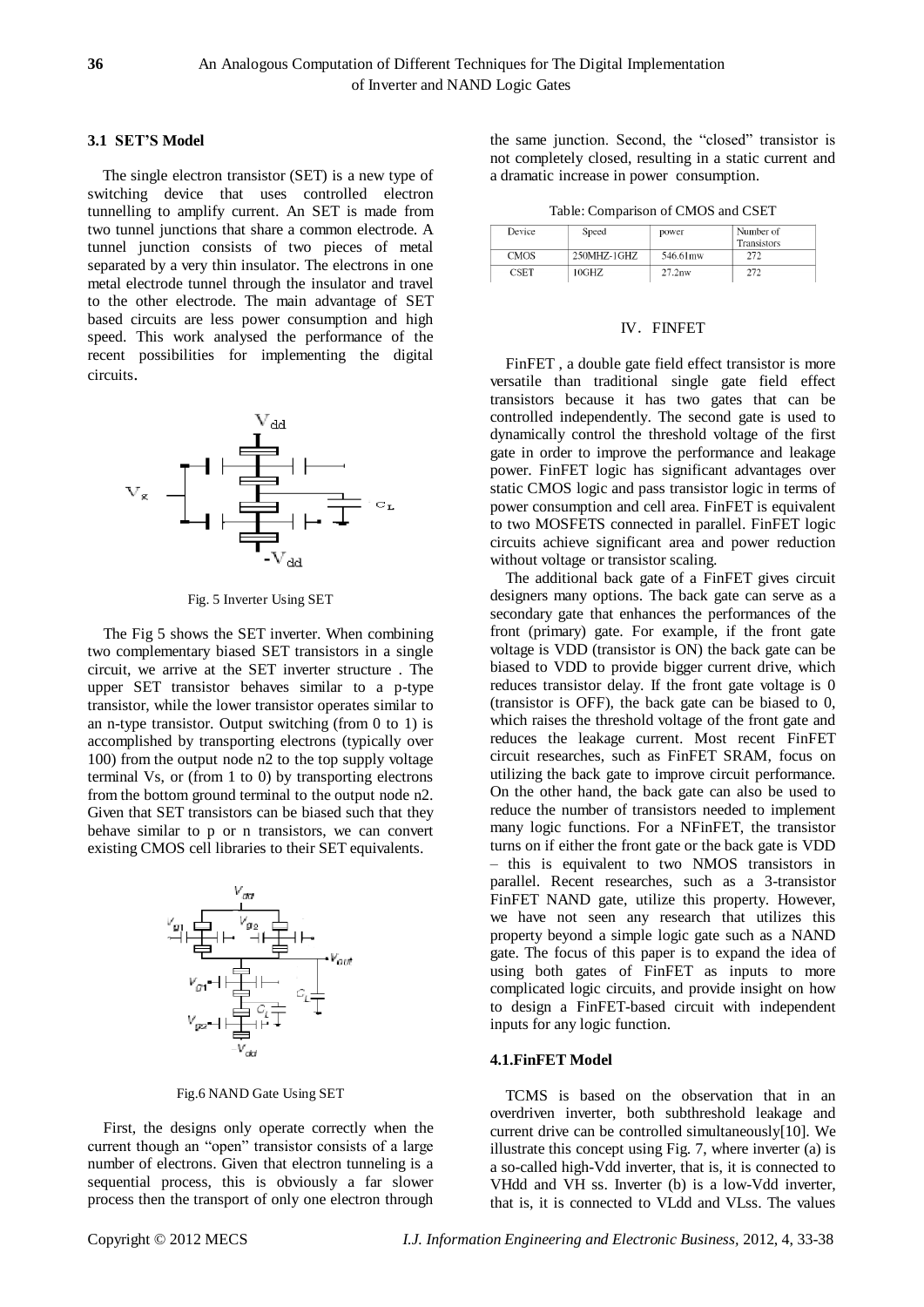### 3.1 SET'S Model

The single electron transistor (SET) is a new type of switching device that uses controlled electron tunnelling to amplify current. An SET is made from two tunnel junctions that share a common electrode. A tunnel junction consists of two pieces of metal separated by a very thin insulator. The electrons in one metal electrode tunnel through the insulator and travel to the other electrode. The main advantage of SET based circuits are less power consumption and high speed. This work analysed the performance of the recent possibilities for implementing the digital circuits.

Fig. 5 Inverter Using SET

The Fig 5 shows the SET inverter. When combining two complementary biased SET transistors in a single circuit, we arrive at the SET inverter structure . The upper SET transistor behaves similar to a p-type transistor, while the lower transistor operates similar to an n-type transistor. Output switching (from 0 to 1) is accomplished by transporting electrons (typically over 100) from the output node n2 to the top supply voltage terminal Vs, or (from 1 to 0) by transporting electrons from the bottom ground terminal to the output node n2. Given that SET transistors can be biased such that they behave similar to p or n transistors, we can convert existing CMOS cell libraries to their SET equivalents.

Fig.6 NAND Gate Using SET

First, the designs only operate correctly when the current though an "open" transistor consists of a large number of electrons. Given that electron tunneling is a sequential process, this is obviously a far slower process then the transport of only one electron through the same junction. Second, the "closed" transistor is not completely closed, resulting in a static current and a dramatic increase in power consumption.

Table: Comparison of CMOS and CSET

| Device | Speed | power | Number of Transistors |
|---|---|---|---|
| CMOS | 250MHZ-1GHZ | 546.61mw | 272 |
| CSET | 10GHZ | 27.2nw | 272 |

## IV. FINFET

FinFET , a double gate field effect transistor is more versatile than traditional single gate field effect transistors because it has two gates that can be controlled independently. The second gate is used to dynamically control the threshold voltage of the first gate in order to improve the performance and leakage power. FinFET logic has significant advantages over static CMOS logic and pass transistor logic in terms of power consumption and cell area. FinFET is equivalent to two MOSFETS connected in parallel. FinFET logic circuits achieve significant area and power reduction without voltage or transistor scaling.

The additional back gate of a FinFET gives circuit designers many options. The back gate can serve as a secondary gate that enhances the performances of the front (primary) gate. For example, if the front gate voltage is VDD (transistor is ON) the back gate can be biased to VDD to provide bigger current drive, which reduces transistor delay. If the front gate voltage is 0 (transistor is OFF), the back gate can be biased to 0, which raises the threshold voltage of the front gate and reduces the leakage current. Most recent FinFET circuit researches, such as FinFET SRAM, focus on utilizing the back gate to improve circuit performance. On the other hand, the back gate can also be used to reduce the number of transistors needed to implement many logic functions. For a NFinFET, the transistor turns on if either the front gate or the back gate is VDD – this is equivalent to two NMOS transistors in parallel. Recent researches, such as a 3-transistor FinFET NAND gate, utilize this property. However, we have not seen any research that utilizes this property beyond a simple logic gate such as a NAND gate. The focus of this paper is to expand the idea of using both gates of FinFET as inputs to more complicated logic circuits, and provide insight on how to design a FinFET-based circuit with independent inputs for any logic function.

### 4.1.FinFET Model

TCMS is based on the observation that in an overdriven inverter, both subthreshold leakage and current drive can be controlled simultaneously[10]. We illustrate this concept using Fig. 7, where inverter (a) is a so-called high-Vdd inverter, that is, it is connected to VHdd and VH ss. Inverter (b) is a low-Vdd inverter, that is, it is connected to VLdd and VLss. The values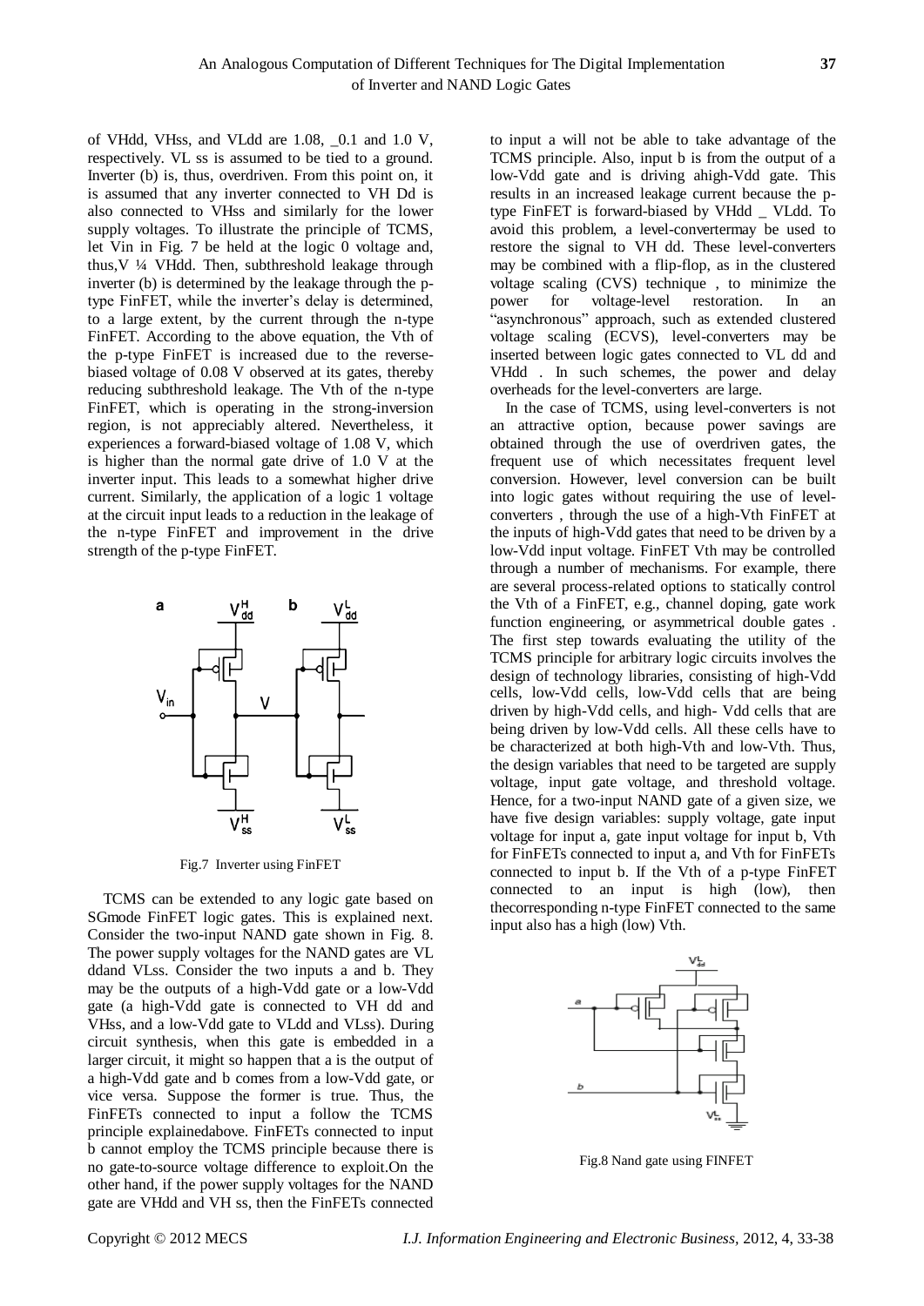of VHdd, VHss, and VLdd are 1.08, _0.1 and 1.0 V, respectively. VL ss is assumed to be tied to a ground. Inverter (b) is, thus, overdriven. From this point on, it is assumed that any inverter connected to VH Dd is also connected to VHss and similarly for the lower supply voltages. To illustrate the principle of TCMS, let Vin in Fig. 7 be held at the logic 0 voltage and, thus,V ¼ VHdd. Then, subthreshold leakage through inverter (b) is determined by the leakage through the p-type FinFET, while the inverter's delay is determined, to a large extent, by the current through the n-type FinFET. According to the above equation, the Vth of the p-type FinFET is increased due to the reverse-biased voltage of 0.08 V observed at its gates, thereby reducing subthreshold leakage. The Vth of the n-type FinFET, which is operating in the strong-inversion region, is not appreciably altered. Nevertheless, it experiences a forward-biased voltage of 1.08 V, which is higher than the normal gate drive of 1.0 V at the inverter input. This leads to a somewhat higher drive current. Similarly, the application of a logic 1 voltage at the circuit input leads to a reduction in the leakage of the n-type FinFET and improvement in the drive strength of the p-type FinFET.

a
$V^H_{dd}$
b
$V^L_{dd}$
$V_{in}$
V
$V^H_{ss}$
$V^L_{ss}$

Fig.7 Inverter using FinFET

TCMS can be extended to any logic gate based on SGmode FinFET logic gates. This is explained next. Consider the two-input NAND gate shown in Fig. 8. The power supply voltages for the NAND gates are VL ddand VLss. Consider the two inputs a and b. They may be the outputs of a high-Vdd gate or a low-Vdd gate (a high-Vdd gate is connected to VH dd and VHss, and a low-Vdd gate to VLdd and VLss). During circuit synthesis, when this gate is embedded in a larger circuit, it might so happen that a is the output of a high-Vdd gate and b comes from a low-Vdd gate, or vice versa. Suppose the former is true. Thus, the FinFETs connected to input a follow the TCMS principle explainedabove. FinFETs connected to input b cannot employ the TCMS principle because there is no gate-to-source voltage difference to exploit.On the other hand, if the power supply voltages for the NAND gate are VHdd and VH ss, then the FinFETs connected to input a will not be able to take advantage of the TCMS principle. Also, input b is from the output of a low-Vdd gate and is driving ahigh-Vdd gate. This results in an increased leakage current because the p-type FinFET is forward-biased by VHdd _ VLdd. To avoid this problem, a level-convertermay be used to restore the signal to VH dd. These level-converters may be combined with a flip-flop, as in the clustered voltage scaling (CVS) technique , to minimize the power for voltage-level restoration. In an "asynchronous" approach, such as extended clustered voltage scaling (ECVS), level-converters may be inserted between logic gates connected to VL dd and VHdd . In such schemes, the power and delay overheads for the level-converters are large.

In the case of TCMS, using level-converters is not an attractive option, because power savings are obtained through the use of overdriven gates, the frequent use of which necessitates frequent level conversion. However, level conversion can be built into logic gates without requiring the use of level-converters , through the use of a high-Vth FinFET at the inputs of high-Vdd gates that need to be driven by a low-Vdd input voltage. FinFET Vth may be controlled through a number of mechanisms. For example, there are several process-related options to statically control the Vth of a FinFET, e.g., channel doping, gate work function engineering, or asymmetrical double gates . The first step towards evaluating the utility of the TCMS principle for arbitrary logic circuits involves the design of technology libraries, consisting of high-Vdd cells, low-Vdd cells, low-Vdd cells that are being driven by high-Vdd cells, and high- Vdd cells that are being driven by low-Vdd cells. All these cells have to be characterized at both high-Vth and low-Vth. Thus, the design variables that need to be targeted are supply voltage, input gate voltage, and threshold voltage. Hence, for a two-input NAND gate of a given size, we have five design variables: supply voltage, gate input voltage for input a, gate input voltage for input b, Vth for FinFETs connected to input a, and Vth for FinFETs connected to input b. If the Vth of a p-type FinFET connected to an input is high (low), then thecorresponding n-type FinFET connected to the same input also has a high (low) Vth.

$V^L_{dd}$
a
b
$V^L_{ss}$

Fig.8 Nand gate using FINFET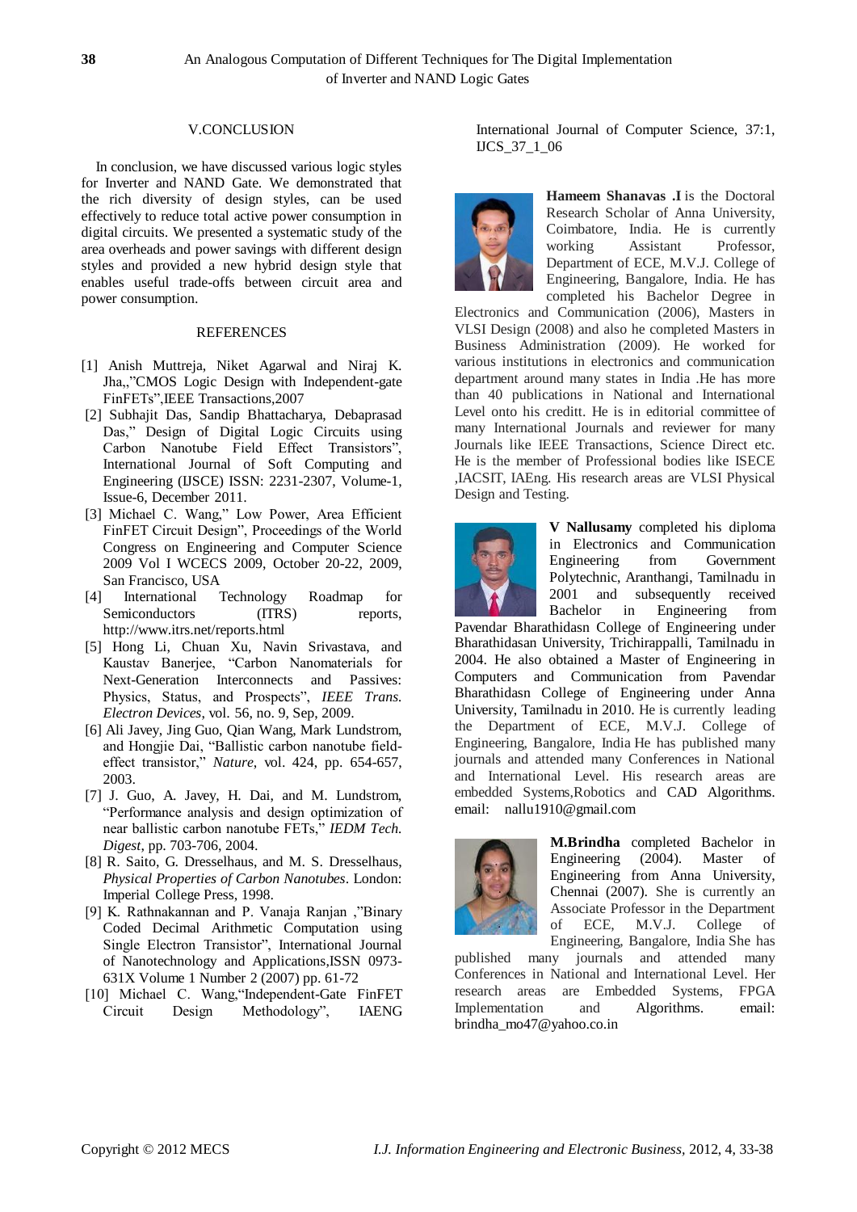## V.CONCLUSION

In conclusion, we have discussed various logic styles for Inverter and NAND Gate. We demonstrated that the rich diversity of design styles, can be used effectively to reduce total active power consumption in digital circuits. We presented a systematic study of the area overheads and power savings with different design styles and provided a new hybrid design style that enables useful trade-offs between circuit area and power consumption.

## REFERENCES

[1] Anish Muttreja, Niket Agarwal and Niraj K. Jha,,"CMOS Logic Design with Independent-gate FinFETs",IEEE Transactions,2007

[2] Subhajit Das, Sandip Bhattacharya, Debaprasad Das," Design of Digital Logic Circuits using Carbon Nanotube Field Effect Transistors", International Journal of Soft Computing and Engineering (IJSCE) ISSN: 2231-2307, Volume-1, Issue-6, December 2011.

[3] Michael C. Wang," Low Power, Area Efficient FinFET Circuit Design", Proceedings of the World Congress on Engineering and Computer Science 2009 Vol I WCECS 2009, October 20-22, 2009, San Francisco, USA

[4] International Technology Roadmap for Semiconductors (ITRS) reports, http://www.itrs.net/reports.html

[5] Hong Li, Chuan Xu, Navin Srivastava, and Kaustav Banerjee, "Carbon Nanomaterials for Next-Generation Interconnects and Passives: Physics, Status, and Prospects", *IEEE Trans. Electron Devices*, vol. 56, no. 9, Sep, 2009.

[6] Ali Javey, Jing Guo, Qian Wang, Mark Lundstrom, and Hongjie Dai, "Ballistic carbon nanotube field-effect transistor," *Nature*, vol. 424, pp. 654-657, 2003.

[7] J. Guo, A. Javey, H. Dai, and M. Lundstrom, "Performance analysis and design optimization of near ballistic carbon nanotube FETs," *IEDM Tech. Digest*, pp. 703-706, 2004.

[8] R. Saito, G. Dresselhaus, and M. S. Dresselhaus, *Physical Properties of Carbon Nanotubes*. London: Imperial College Press, 1998.

[9] K. Rathnakannan and P. Vanaja Ranjan ,"Binary Coded Decimal Arithmetic Computation using Single Electron Transistor", International Journal of Nanotechnology and Applications,ISSN 0973-631X Volume 1 Number 2 (2007) pp. 61-72

[10] Michael C. Wang,"Independent-Gate FinFET Circuit Design Methodology", IAENG International Journal of Computer Science, 37:1, IJCS_37_1_06

**Hameem Shanavas .I** is the Doctoral Research Scholar of Anna University, Coimbatore, India. He is currently working Assistant Professor, Department of ECE, M.V.J. College of Engineering, Bangalore, India. He has completed his Bachelor Degree in Electronics and Communication (2006), Masters in VLSI Design (2008) and also he completed Masters in Business Administration (2009). He worked for various institutions in electronics and communication department around many states in India .He has more than 40 publications in National and International Level onto his creditt. He is in editorial committee of many International Journals and reviewer for many Journals like IEEE Transactions, Science Direct etc. He is the member of Professional bodies like ISECE ,IACSIT, IAEng. His research areas are VLSI Physical Design and Testing.

**V Nallusamy** completed his diploma in Electronics and Communication Engineering from Government Polytechnic, Aranthangi, Tamilnadu in 2001 and subsequently received Bachelor in Engineering from Pavendar Bharathidasn College of Engineering under Bharathidasan University, Trichirappalli, Tamilnadu in 2004. He also obtained a Master of Engineering in Computers and Communication from Pavendar Bharathidasn College of Engineering under Anna University, Tamilnadu in 2010. He is currently leading the Department of ECE, M.V.J. College of Engineering, Bangalore, India He has published many journals and attended many Conferences in National and International Level. His research areas are embedded Systems,Robotics and CAD Algorithms. email: nallu1910@gmail.com

**M.Brindha** completed Bachelor in Engineering (2004). Master of Engineering from Anna University, Chennai (2007). She is currently an Associate Professor in the Department of ECE, M.V.J. College of Engineering, Bangalore, India She has published many journals and attended many Conferences in National and International Level. Her research areas are Embedded Systems, FPGA Implementation and Algorithms. email: brindha_mo47@yahoo.co.in